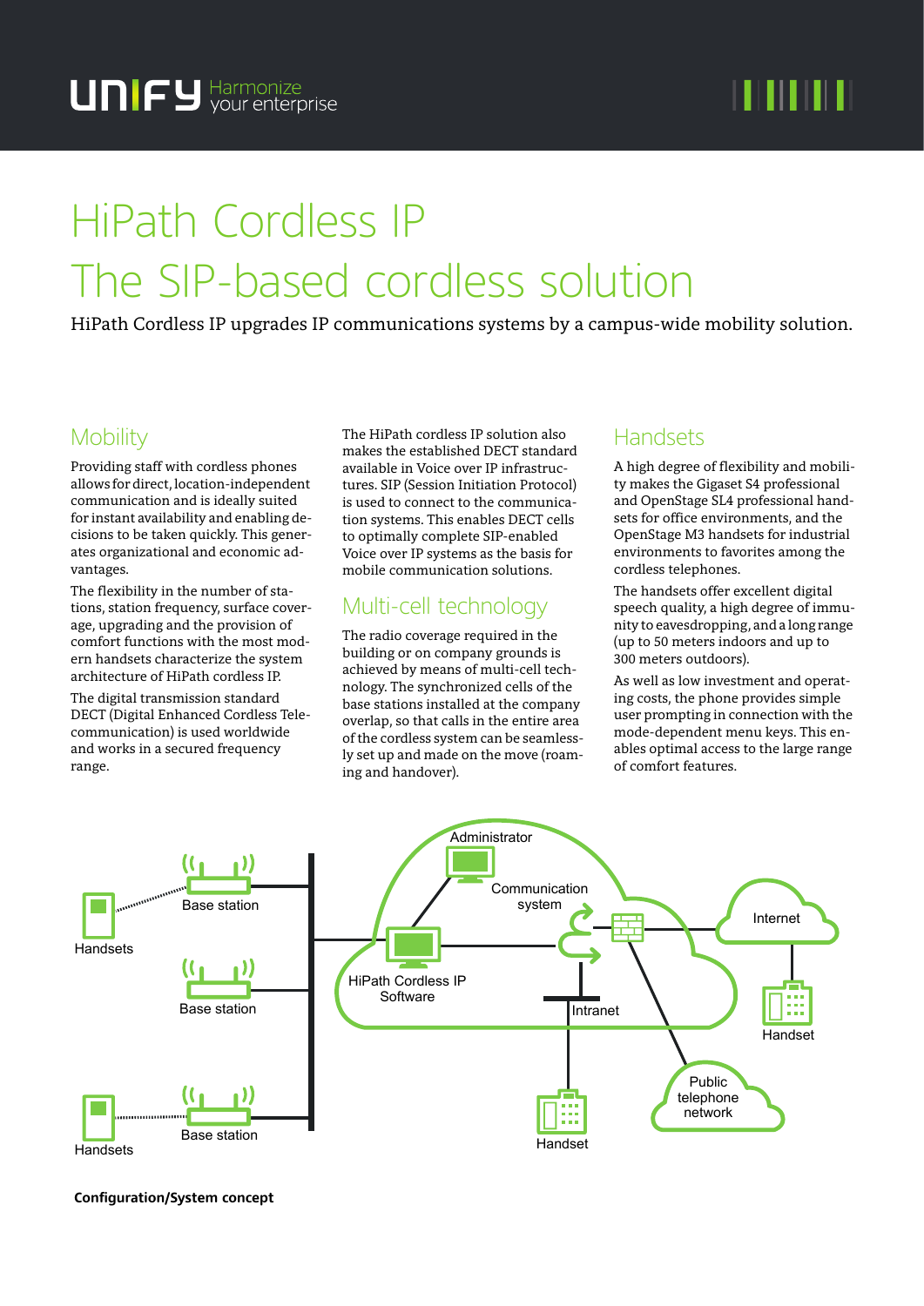# HiPath Cordless IP
# The SIP-based cordless solution

HiPath Cordless IP upgrades IP communications systems by a campus-wide mobility solution.

## Mobility

Providing staff with cordless phones allows for direct, location-independent communication and is ideally suited for instant availability and enabling decisions to be taken quickly. This generates organizational and economic advantages.

The flexibility in the number of stations, station frequency, surface coverage, upgrading and the provision of comfort functions with the most modern handsets characterize the system architecture of HiPath cordless IP.

The digital transmission standard DECT (Digital Enhanced Cordless Telecommunication) is used worldwide and works in a secured frequency range.

The HiPath cordless IP solution also makes the established DECT standard available in Voice over IP infrastructures. SIP (Session Initiation Protocol) is used to connect to the communication systems. This enables DECT cells to optimally complete SIP-enabled Voice over IP systems as the basis for mobile communication solutions.

## Multi-cell technology

The radio coverage required in the building or on company grounds is achieved by means of multi-cell technology. The synchronized cells of the base stations installed at the company overlap, so that calls in the entire area of the cordless system can be seamlessly set up and made on the move (roaming and handover).

## Handsets

A high degree of flexibility and mobility makes the Gigaset S4 professional and OpenStage SL4 professional handsets for office environments, and the OpenStage M3 handsets for industrial environments to favorites among the cordless telephones.

The handsets offer excellent digital speech quality, a high degree of immunity to eavesdropping, and a long range (up to 50 meters indoors and up to 300 meters outdoors).

As well as low investment and operating costs, the phone provides simple user prompting in connection with the mode-dependent menu keys. This enables optimal access to the large range of comfort features.

Handsets · Base station · Base station · Base station · Handsets · Administrator · Communication system · HiPath Cordless IP Software · Intranet · Internet · Handset · Public telephone network · Handset

**Configuration/System concept**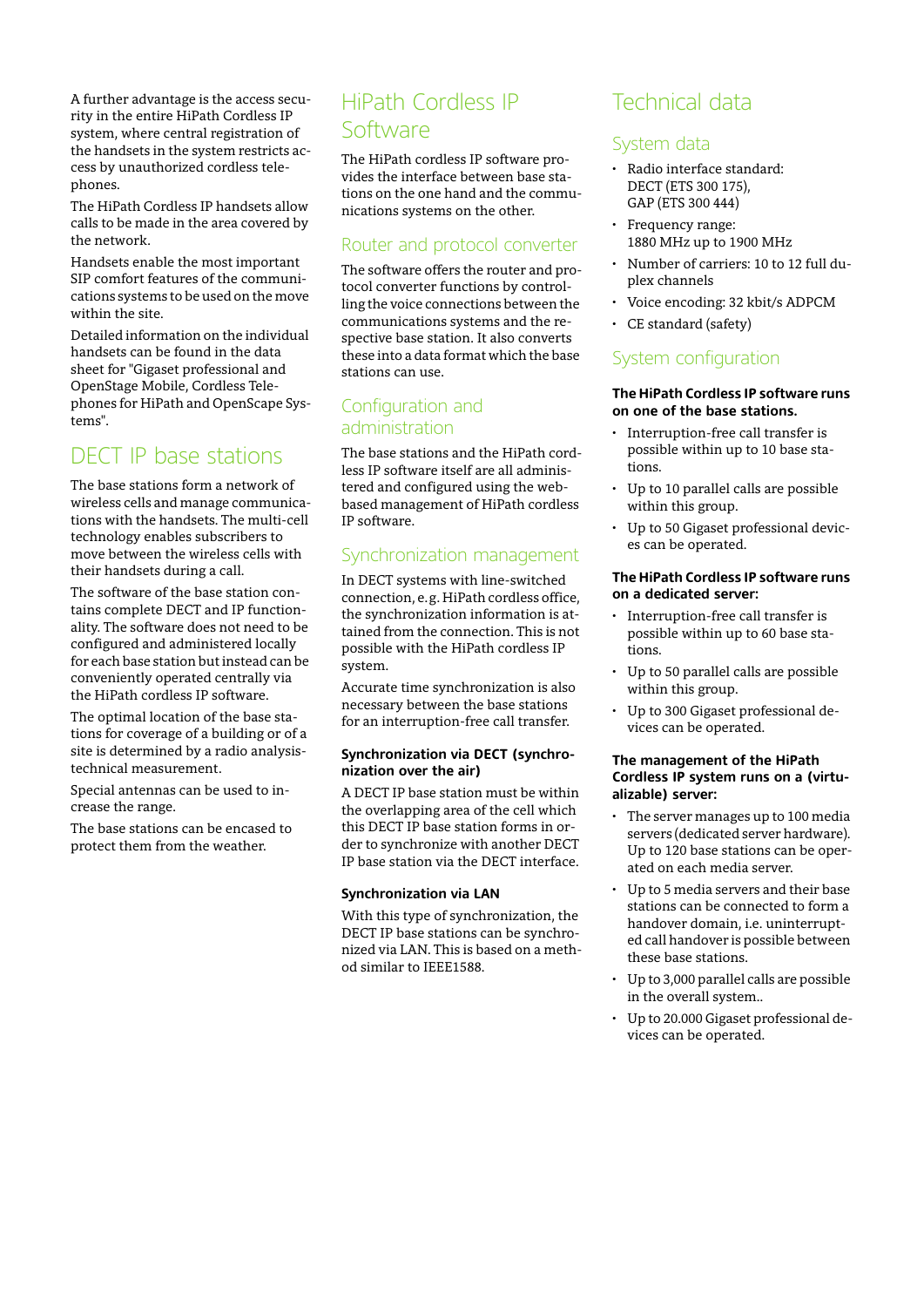A further advantage is the access security in the entire HiPath Cordless IP system, where central registration of the handsets in the system restricts access by unauthorized cordless telephones.

The HiPath Cordless IP handsets allow calls to be made in the area covered by the network.

Handsets enable the most important SIP comfort features of the communications systems to be used on the move within the site.

Detailed information on the individual handsets can be found in the data sheet for "Gigaset professional and OpenStage Mobile, Cordless Telephones for HiPath and OpenScape Systems".

## DECT IP base stations

The base stations form a network of wireless cells and manage communications with the handsets. The multi-cell technology enables subscribers to move between the wireless cells with their handsets during a call.

The software of the base station contains complete DECT and IP functionality. The software does not need to be configured and administered locally for each base station but instead can be conveniently operated centrally via the HiPath cordless IP software.

The optimal location of the base stations for coverage of a building or of a site is determined by a radio analysis-technical measurement.

Special antennas can be used to increase the range.

The base stations can be encased to protect them from the weather.

## HiPath Cordless IP Software

The HiPath cordless IP software provides the interface between base stations on the one hand and the communications systems on the other.

### Router and protocol converter

The software offers the router and protocol converter functions by controlling the voice connections between the communications systems and the respective base station. It also converts these into a data format which the base stations can use.

### Configuration and administration

The base stations and the HiPath cordless IP software itself are all administered and configured using the web-based management of HiPath cordless IP software.

### Synchronization management

In DECT systems with line-switched connection, e.g. HiPath cordless office, the synchronization information is attained from the connection. This is not possible with the HiPath cordless IP system.

Accurate time synchronization is also necessary between the base stations for an interruption-free call transfer.

**Synchronization via DECT (synchronization over the air)**

A DECT IP base station must be within the overlapping area of the cell which this DECT IP base station forms in order to synchronize with another DECT IP base station via the DECT interface.

**Synchronization via LAN**

With this type of synchronization, the DECT IP base stations can be synchronized via LAN. This is based on a method similar to IEEE1588.

## Technical data

### System data

- Radio interface standard: DECT (ETS 300 175), GAP (ETS 300 444)
- Frequency range: 1880 MHz up to 1900 MHz
- Number of carriers: 10 to 12 full duplex channels
- Voice encoding: 32 kbit/s ADPCM
- CE standard (safety)

### System configuration

**The HiPath Cordless IP software runs on one of the base stations.**

- Interruption-free call transfer is possible within up to 10 base stations.
- Up to 10 parallel calls are possible within this group.
- Up to 50 Gigaset professional devices can be operated.

**The HiPath Cordless IP software runs on a dedicated server:**

- Interruption-free call transfer is possible within up to 60 base stations.
- Up to 50 parallel calls are possible within this group.
- Up to 300 Gigaset professional devices can be operated.

**The management of the HiPath Cordless IP system runs on a (virtualizable) server:**

- The server manages up to 100 media servers (dedicated server hardware). Up to 120 base stations can be operated on each media server.
- Up to 5 media servers and their base stations can be connected to form a handover domain, i.e. uninterrupted call handover is possible between these base stations.
- Up to 3,000 parallel calls are possible in the overall system..
- Up to 20.000 Gigaset professional devices can be operated.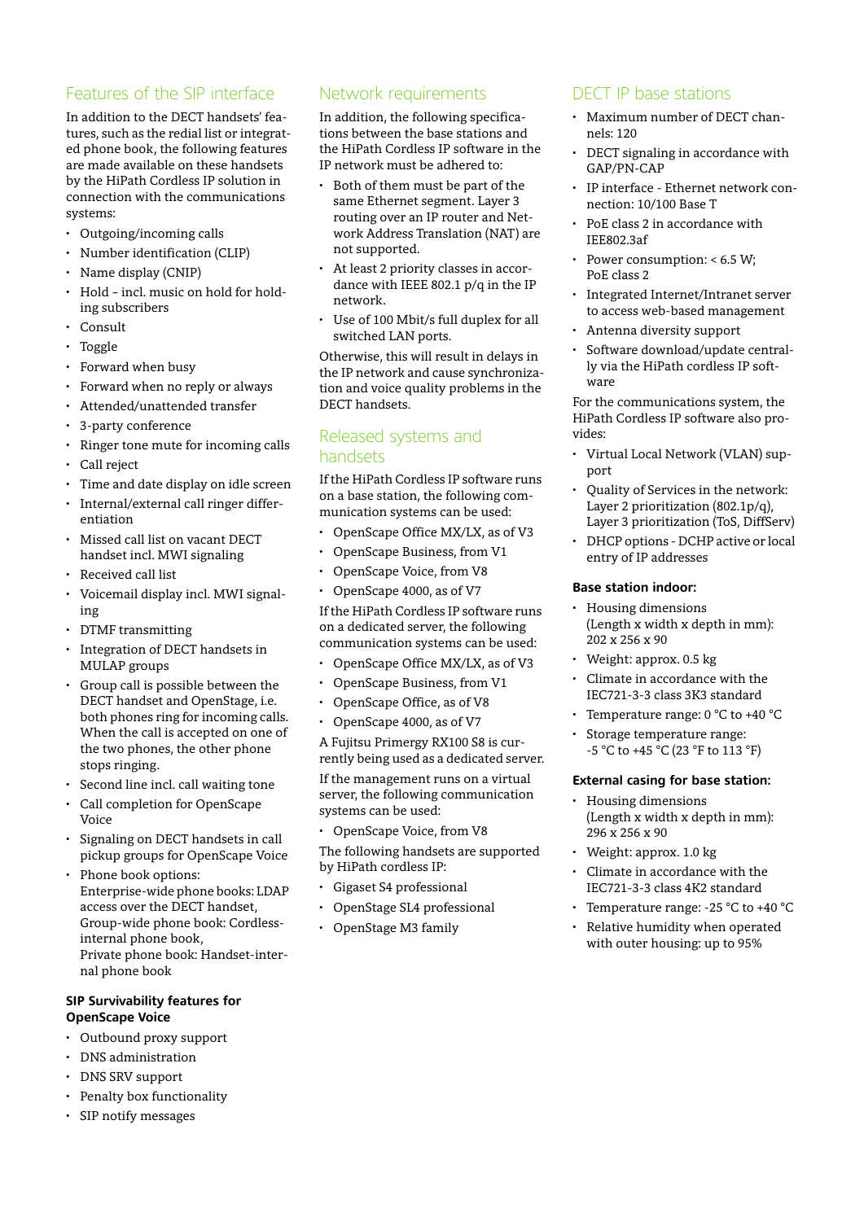## Features of the SIP interface

In addition to the DECT handsets' features, such as the redial list or integrated phone book, the following features are made available on these handsets by the HiPath Cordless IP solution in connection with the communications systems:

- Outgoing/incoming calls
- Number identification (CLIP)
- Name display (CNIP)
- Hold – incl. music on hold for holding subscribers
- Consult
- Toggle
- Forward when busy
- Forward when no reply or always
- Attended/unattended transfer
- 3-party conference
- Ringer tone mute for incoming calls
- Call reject
- Time and date display on idle screen
- Internal/external call ringer differentiation
- Missed call list on vacant DECT handset incl. MWI signaling
- Received call list
- Voicemail display incl. MWI signaling
- DTMF transmitting
- Integration of DECT handsets in MULAP groups
- Group call is possible between the DECT handset and OpenStage, i.e. both phones ring for incoming calls. When the call is accepted on one of the two phones, the other phone stops ringing.
- Second line incl. call waiting tone
- Call completion for OpenScape Voice
- Signaling on DECT handsets in call pickup groups for OpenScape Voice
- Phone book options:
  Enterprise-wide phone books: LDAP access over the DECT handset,
  Group-wide phone book: Cordless-internal phone book,
  Private phone book: Handset-internal phone book

### SIP Survivability features for OpenScape Voice

- Outbound proxy support
- DNS administration
- DNS SRV support
- Penalty box functionality
- SIP notify messages

## Network requirements

In addition, the following specifications between the base stations and the HiPath Cordless IP software in the IP network must be adhered to:

- Both of them must be part of the same Ethernet segment. Layer 3 routing over an IP router and Network Address Translation (NAT) are not supported.
- At least 2 priority classes in accordance with IEEE 802.1 p/q in the IP network.
- Use of 100 Mbit/s full duplex for all switched LAN ports.

Otherwise, this will result in delays in the IP network and cause synchronization and voice quality problems in the DECT handsets.

## Released systems and handsets

If the HiPath Cordless IP software runs on a base station, the following communication systems can be used:

- OpenScape Office MX/LX, as of V3
- OpenScape Business, from V1
- OpenScape Voice, from V8
- OpenScape 4000, as of V7

If the HiPath Cordless IP software runs on a dedicated server, the following communication systems can be used:

- OpenScape Office MX/LX, as of V3
- OpenScape Business, from V1
- OpenScape Office, as of V8
- OpenScape 4000, as of V7

A Fujitsu Primergy RX100 S8 is currently being used as a dedicated server.

If the management runs on a virtual server, the following communication systems can be used:

- OpenScape Voice, from V8

The following handsets are supported by HiPath cordless IP:

- Gigaset S4 professional
- OpenStage SL4 professional
- OpenStage M3 family

## DECT IP base stations

- Maximum number of DECT channels: 120
- DECT signaling in accordance with GAP/PN-CAP
- IP interface - Ethernet network connection: 10/100 Base T
- PoE class 2 in accordance with IEE802.3af
- Power consumption: < 6.5 W; PoE class 2
- Integrated Internet/Intranet server to access web-based management
- Antenna diversity support
- Software download/update centrally via the HiPath cordless IP software

For the communications system, the HiPath Cordless IP software also provides:

- Virtual Local Network (VLAN) support
- Quality of Services in the network: Layer 2 prioritization (802.1p/q), Layer 3 prioritization (ToS, DiffServ)
- DHCP options - DCHP active or local entry of IP addresses

### Base station indoor:

- Housing dimensions (Length x width x depth in mm): 202 x 256 x 90
- Weight: approx. 0.5 kg
- Climate in accordance with the IEC721-3-3 class 3K3 standard
- Temperature range: 0 °C to +40 °C
- Storage temperature range: -5 °C to +45 °C (23 °F to 113 °F)

### External casing for base station:

- Housing dimensions (Length x width x depth in mm): 296 x 256 x 90
- Weight: approx. 1.0 kg
- Climate in accordance with the IEC721-3-3 class 4K2 standard
- Temperature range: -25 °C to +40 °C
- Relative humidity when operated with outer housing: up to 95%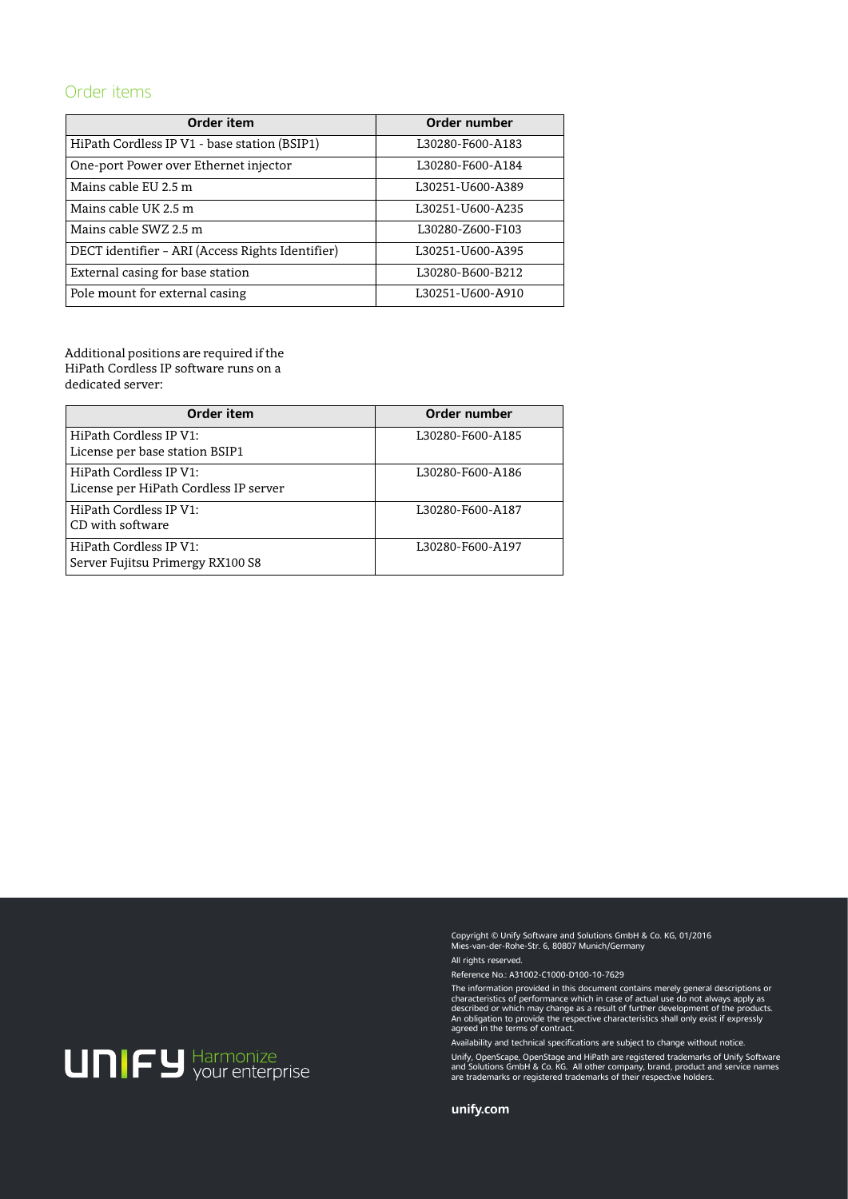## Order items

| Order item | Order number |
|---|---|
| HiPath Cordless IP V1 - base station (BSIP1) | L30280-F600-A183 |
| One-port Power over Ethernet injector | L30280-F600-A184 |
| Mains cable EU 2.5 m | L30251-U600-A389 |
| Mains cable UK 2.5 m | L30251-U600-A235 |
| Mains cable SWZ 2.5 m | L30280-Z600-F103 |
| DECT identifier – ARI (Access Rights Identifier) | L30251-U600-A395 |
| External casing for base station | L30280-B600-B212 |
| Pole mount for external casing | L30251-U600-A910 |

Additional positions are required if the HiPath Cordless IP software runs on a dedicated server:

| Order item | Order number |
|---|---|
| HiPath Cordless IP V1: License per base station BSIP1 | L30280-F600-A185 |
| HiPath Cordless IP V1: License per HiPath Cordless IP server | L30280-F600-A186 |
| HiPath Cordless IP V1: CD with software | L30280-F600-A187 |
| HiPath Cordless IP V1: Server Fujitsu Primergy RX100 S8 | L30280-F600-A197 |

UNIFY Harmonize your enterprise

Copyright © Unify Software and Solutions GmbH & Co. KG, 01/2016
Mies-van-der-Rohe-Str. 6, 80807 Munich/Germany

All rights reserved.

Reference No.: A31002-C1000-D100-10-7629

The information provided in this document contains merely general descriptions or characteristics of performance which in case of actual use do not always apply as described or which may change as a result of further development of the products. An obligation to provide the respective characteristics shall only exist if expressly agreed in the terms of contract.

Availability and technical specifications are subject to change without notice.

Unify, OpenScape, OpenStage and HiPath are registered trademarks of Unify Software and Solutions GmbH & Co. KG. All other company, brand, product and service names are trademarks or registered trademarks of their respective holders.

**unify.com**